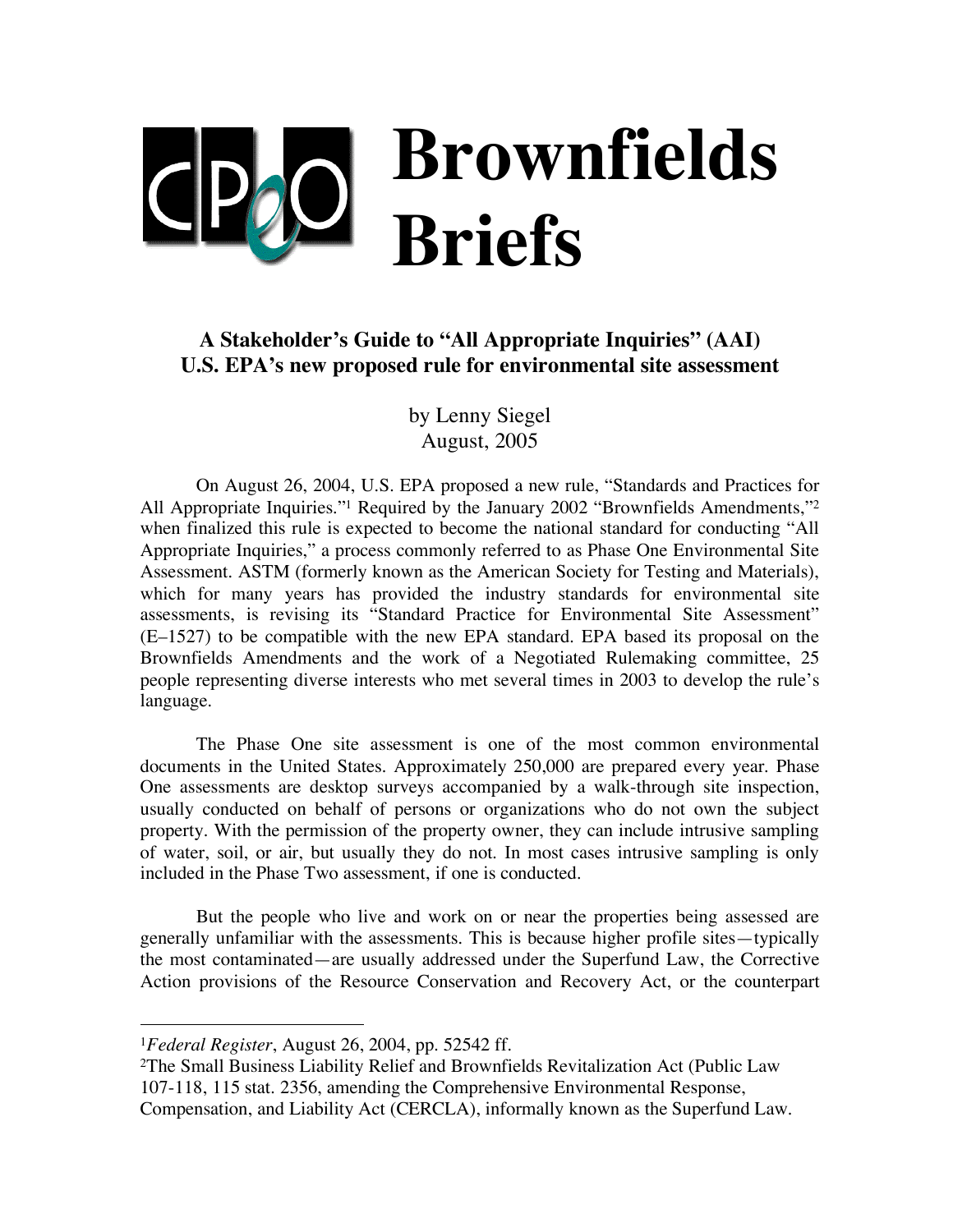# CPEO Brownfields Briefs

## A Stakeholder's Guide to "All Appropriate Inquiries" (AAI)
## U.S. EPA's new proposed rule for environmental site assessment

by Lenny Siegel
August, 2005

On August 26, 2004, U.S. EPA proposed a new rule, "Standards and Practices for All Appropriate Inquiries."[1] Required by the January 2002 "Brownfields Amendments,"[2] when finalized this rule is expected to become the national standard for conducting "All Appropriate Inquiries," a process commonly referred to as Phase One Environmental Site Assessment. ASTM (formerly known as the American Society for Testing and Materials), which for many years has provided the industry standards for environmental site assessments, is revising its "Standard Practice for Environmental Site Assessment" (E–1527) to be compatible with the new EPA standard. EPA based its proposal on the Brownfields Amendments and the work of a Negotiated Rulemaking committee, 25 people representing diverse interests who met several times in 2003 to develop the rule's language.

The Phase One site assessment is one of the most common environmental documents in the United States. Approximately 250,000 are prepared every year. Phase One assessments are desktop surveys accompanied by a walk-through site inspection, usually conducted on behalf of persons or organizations who do not own the subject property. With the permission of the property owner, they can include intrusive sampling of water, soil, or air, but usually they do not. In most cases intrusive sampling is only included in the Phase Two assessment, if one is conducted.

But the people who live and work on or near the properties being assessed are generally unfamiliar with the assessments. This is because higher profile sites—typically the most contaminated—are usually addressed under the Superfund Law, the Corrective Action provisions of the Resource Conservation and Recovery Act, or the counterpart

---

[1]*Federal Register*, August 26, 2004, pp. 52542 ff.

[2]The Small Business Liability Relief and Brownfields Revitalization Act (Public Law 107-118, 115 stat. 2356, amending the Comprehensive Environmental Response, Compensation, and Liability Act (CERCLA), informally known as the Superfund Law.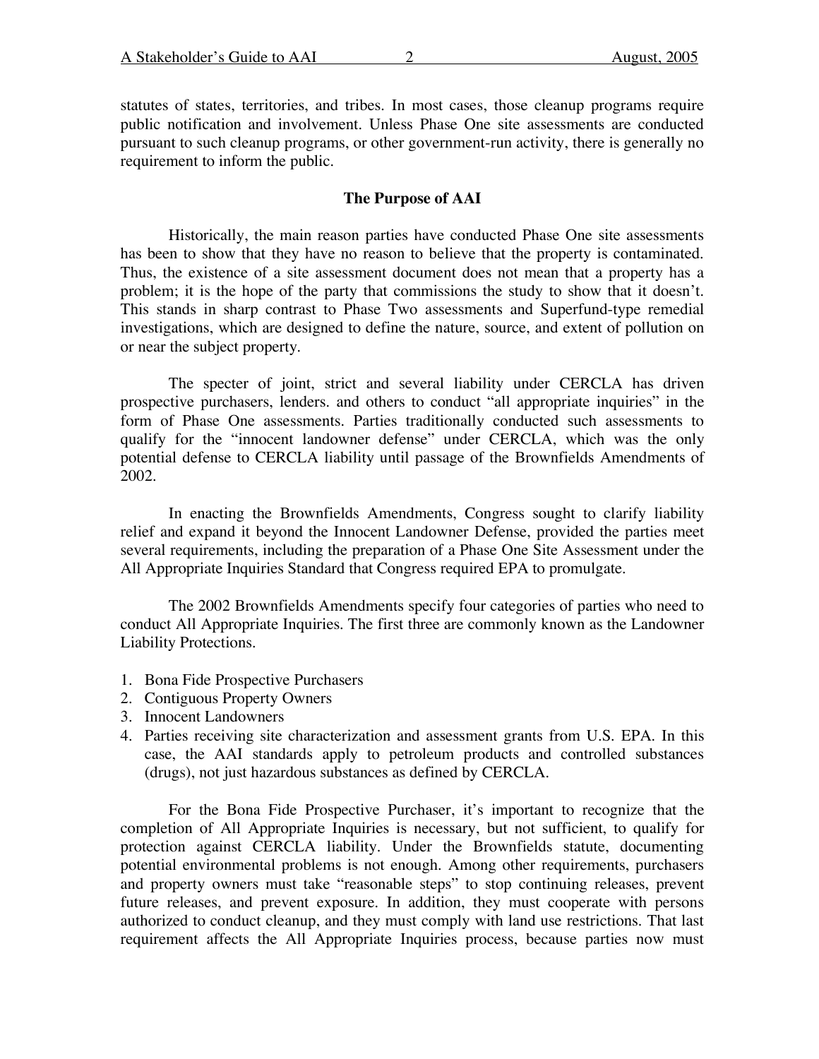statutes of states, territories, and tribes. In most cases, those cleanup programs require public notification and involvement. Unless Phase One site assessments are conducted pursuant to such cleanup programs, or other government-run activity, there is generally no requirement to inform the public.

## The Purpose of AAI

Historically, the main reason parties have conducted Phase One site assessments has been to show that they have no reason to believe that the property is contaminated. Thus, the existence of a site assessment document does not mean that a property has a problem; it is the hope of the party that commissions the study to show that it doesn't. This stands in sharp contrast to Phase Two assessments and Superfund-type remedial investigations, which are designed to define the nature, source, and extent of pollution on or near the subject property.

The specter of joint, strict and several liability under CERCLA has driven prospective purchasers, lenders. and others to conduct "all appropriate inquiries" in the form of Phase One assessments. Parties traditionally conducted such assessments to qualify for the "innocent landowner defense" under CERCLA, which was the only potential defense to CERCLA liability until passage of the Brownfields Amendments of 2002.

In enacting the Brownfields Amendments, Congress sought to clarify liability relief and expand it beyond the Innocent Landowner Defense, provided the parties meet several requirements, including the preparation of a Phase One Site Assessment under the All Appropriate Inquiries Standard that Congress required EPA to promulgate.

The 2002 Brownfields Amendments specify four categories of parties who need to conduct All Appropriate Inquiries. The first three are commonly known as the Landowner Liability Protections.

1. Bona Fide Prospective Purchasers
2. Contiguous Property Owners
3. Innocent Landowners
4. Parties receiving site characterization and assessment grants from U.S. EPA. In this case, the AAI standards apply to petroleum products and controlled substances (drugs), not just hazardous substances as defined by CERCLA.

For the Bona Fide Prospective Purchaser, it's important to recognize that the completion of All Appropriate Inquiries is necessary, but not sufficient, to qualify for protection against CERCLA liability. Under the Brownfields statute, documenting potential environmental problems is not enough. Among other requirements, purchasers and property owners must take "reasonable steps" to stop continuing releases, prevent future releases, and prevent exposure. In addition, they must cooperate with persons authorized to conduct cleanup, and they must comply with land use restrictions. That last requirement affects the All Appropriate Inquiries process, because parties now must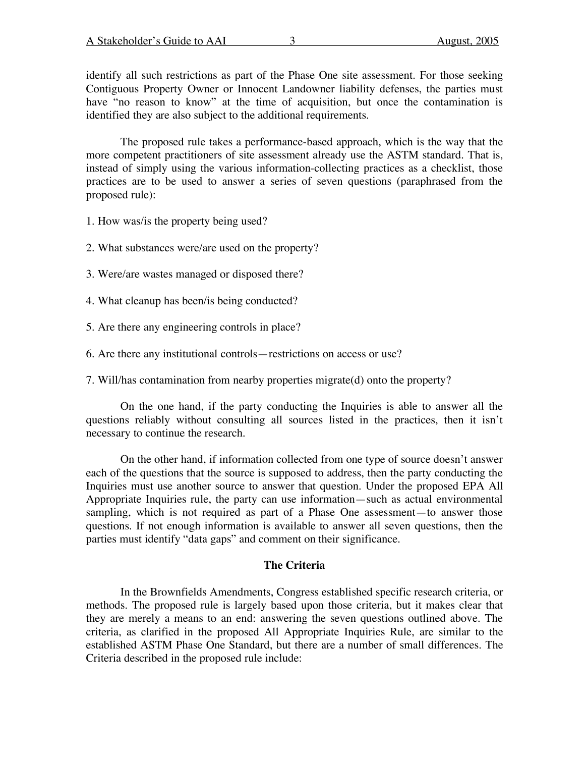identify all such restrictions as part of the Phase One site assessment. For those seeking Contiguous Property Owner or Innocent Landowner liability defenses, the parties must have "no reason to know" at the time of acquisition, but once the contamination is identified they are also subject to the additional requirements.

The proposed rule takes a performance-based approach, which is the way that the more competent practitioners of site assessment already use the ASTM standard. That is, instead of simply using the various information-collecting practices as a checklist, those practices are to be used to answer a series of seven questions (paraphrased from the proposed rule):

1. How was/is the property being used?

2. What substances were/are used on the property?

3. Were/are wastes managed or disposed there?

4. What cleanup has been/is being conducted?

5. Are there any engineering controls in place?

6. Are there any institutional controls—restrictions on access or use?

7. Will/has contamination from nearby properties migrate(d) onto the property?

On the one hand, if the party conducting the Inquiries is able to answer all the questions reliably without consulting all sources listed in the practices, then it isn't necessary to continue the research.

On the other hand, if information collected from one type of source doesn't answer each of the questions that the source is supposed to address, then the party conducting the Inquiries must use another source to answer that question. Under the proposed EPA All Appropriate Inquiries rule, the party can use information—such as actual environmental sampling, which is not required as part of a Phase One assessment—to answer those questions. If not enough information is available to answer all seven questions, then the parties must identify "data gaps" and comment on their significance.

## The Criteria

In the Brownfields Amendments, Congress established specific research criteria, or methods. The proposed rule is largely based upon those criteria, but it makes clear that they are merely a means to an end: answering the seven questions outlined above. The criteria, as clarified in the proposed All Appropriate Inquiries Rule, are similar to the established ASTM Phase One Standard, but there are a number of small differences. The Criteria described in the proposed rule include: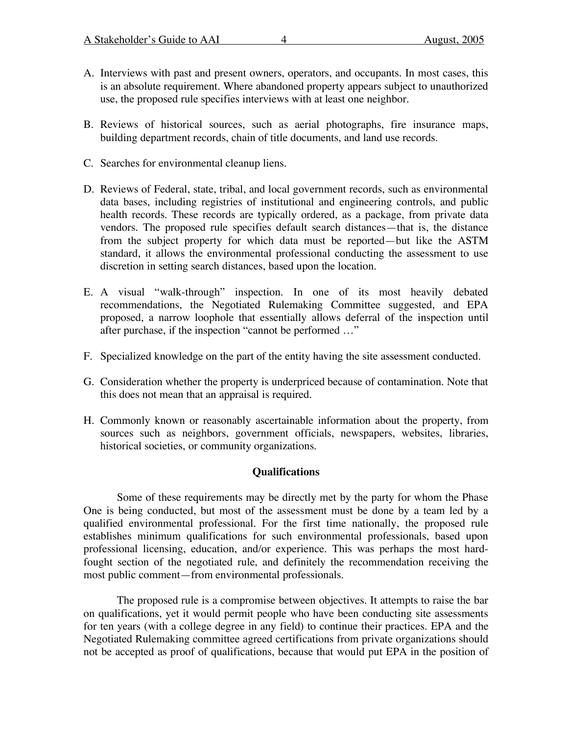A. Interviews with past and present owners, operators, and occupants. In most cases, this is an absolute requirement. Where abandoned property appears subject to unauthorized use, the proposed rule specifies interviews with at least one neighbor.

B. Reviews of historical sources, such as aerial photographs, fire insurance maps, building department records, chain of title documents, and land use records.

C. Searches for environmental cleanup liens.

D. Reviews of Federal, state, tribal, and local government records, such as environmental data bases, including registries of institutional and engineering controls, and public health records. These records are typically ordered, as a package, from private data vendors. The proposed rule specifies default search distances—that is, the distance from the subject property for which data must be reported—but like the ASTM standard, it allows the environmental professional conducting the assessment to use discretion in setting search distances, based upon the location.

E. A visual "walk-through" inspection. In one of its most heavily debated recommendations, the Negotiated Rulemaking Committee suggested, and EPA proposed, a narrow loophole that essentially allows deferral of the inspection until after purchase, if the inspection "cannot be performed …"

F. Specialized knowledge on the part of the entity having the site assessment conducted.

G. Consideration whether the property is underpriced because of contamination. Note that this does not mean that an appraisal is required.

H. Commonly known or reasonably ascertainable information about the property, from sources such as neighbors, government officials, newspapers, websites, libraries, historical societies, or community organizations.

### Qualifications

Some of these requirements may be directly met by the party for whom the Phase One is being conducted, but most of the assessment must be done by a team led by a qualified environmental professional. For the first time nationally, the proposed rule establishes minimum qualifications for such environmental professionals, based upon professional licensing, education, and/or experience. This was perhaps the most hard-fought section of the negotiated rule, and definitely the recommendation receiving the most public comment—from environmental professionals.

The proposed rule is a compromise between objectives. It attempts to raise the bar on qualifications, yet it would permit people who have been conducting site assessments for ten years (with a college degree in any field) to continue their practices. EPA and the Negotiated Rulemaking committee agreed certifications from private organizations should not be accepted as proof of qualifications, because that would put EPA in the position of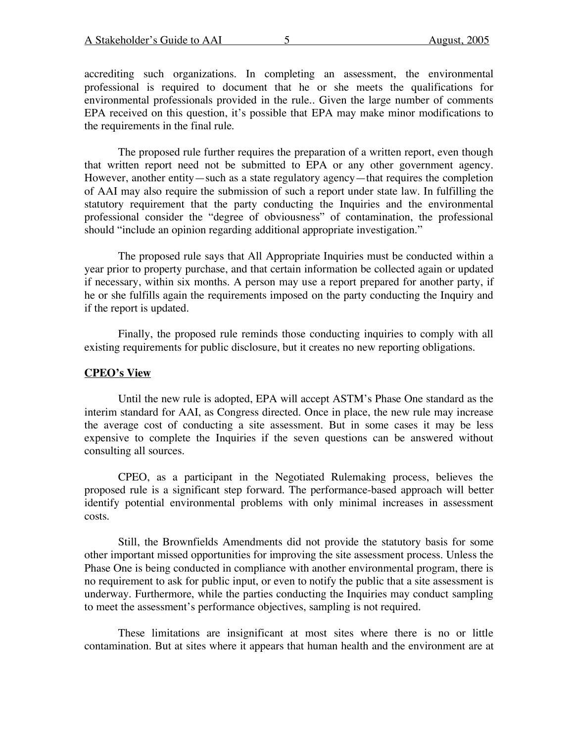accrediting such organizations. In completing an assessment, the environmental professional is required to document that he or she meets the qualifications for environmental professionals provided in the rule.. Given the large number of comments EPA received on this question, it's possible that EPA may make minor modifications to the requirements in the final rule.

The proposed rule further requires the preparation of a written report, even though that written report need not be submitted to EPA or any other government agency. However, another entity—such as a state regulatory agency—that requires the completion of AAI may also require the submission of such a report under state law. In fulfilling the statutory requirement that the party conducting the Inquiries and the environmental professional consider the "degree of obviousness" of contamination, the professional should "include an opinion regarding additional appropriate investigation."

The proposed rule says that All Appropriate Inquiries must be conducted within a year prior to property purchase, and that certain information be collected again or updated if necessary, within six months. A person may use a report prepared for another party, if he or she fulfills again the requirements imposed on the party conducting the Inquiry and if the report is updated.

Finally, the proposed rule reminds those conducting inquiries to comply with all existing requirements for public disclosure, but it creates no new reporting obligations.

## **CPEO's View**

Until the new rule is adopted, EPA will accept ASTM's Phase One standard as the interim standard for AAI, as Congress directed. Once in place, the new rule may increase the average cost of conducting a site assessment. But in some cases it may be less expensive to complete the Inquiries if the seven questions can be answered without consulting all sources.

CPEO, as a participant in the Negotiated Rulemaking process, believes the proposed rule is a significant step forward. The performance-based approach will better identify potential environmental problems with only minimal increases in assessment costs.

Still, the Brownfields Amendments did not provide the statutory basis for some other important missed opportunities for improving the site assessment process. Unless the Phase One is being conducted in compliance with another environmental program, there is no requirement to ask for public input, or even to notify the public that a site assessment is underway. Furthermore, while the parties conducting the Inquiries may conduct sampling to meet the assessment's performance objectives, sampling is not required.

These limitations are insignificant at most sites where there is no or little contamination. But at sites where it appears that human health and the environment are at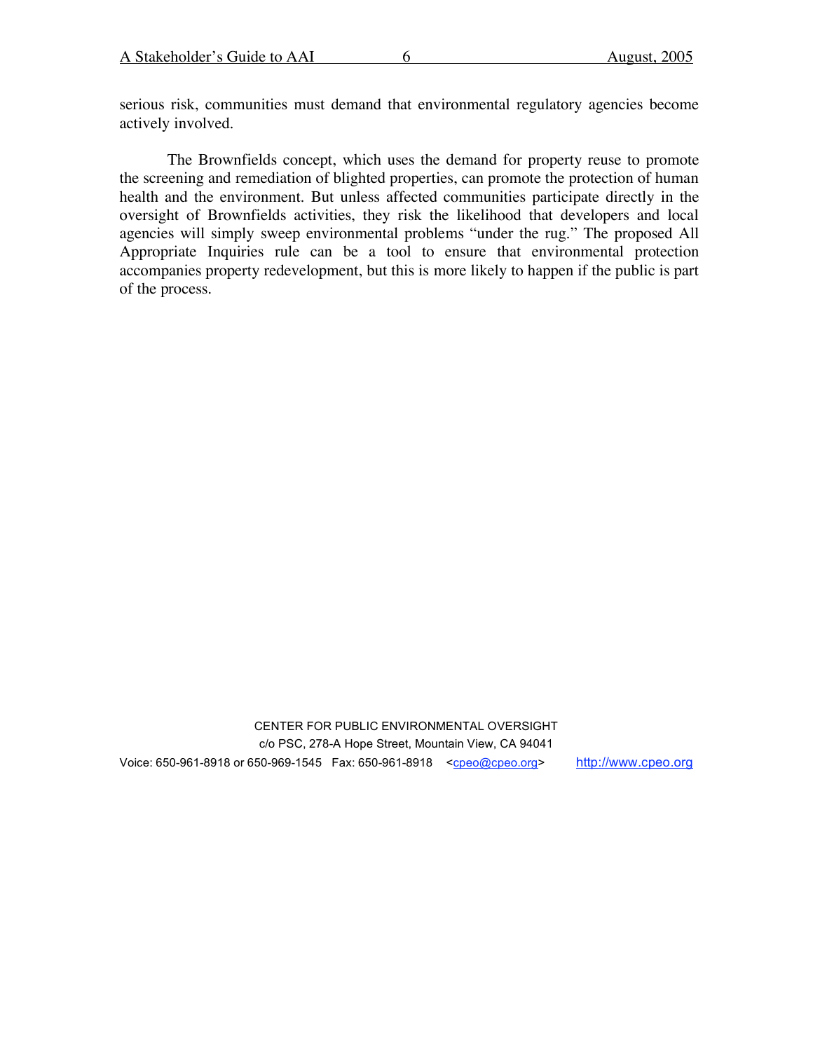serious risk, communities must demand that environmental regulatory agencies become actively involved.

The Brownfields concept, which uses the demand for property reuse to promote the screening and remediation of blighted properties, can promote the protection of human health and the environment. But unless affected communities participate directly in the oversight of Brownfields activities, they risk the likelihood that developers and local agencies will simply sweep environmental problems "under the rug." The proposed All Appropriate Inquiries rule can be a tool to ensure that environmental protection accompanies property redevelopment, but this is more likely to happen if the public is part of the process.

CENTER FOR PUBLIC ENVIRONMENTAL OVERSIGHT
c/o PSC, 278-A Hope Street, Mountain View, CA 94041
Voice: 650-961-8918 or 650-969-1545 Fax: 650-961-8918 <cpeo@cpeo.org> http://www.cpeo.org